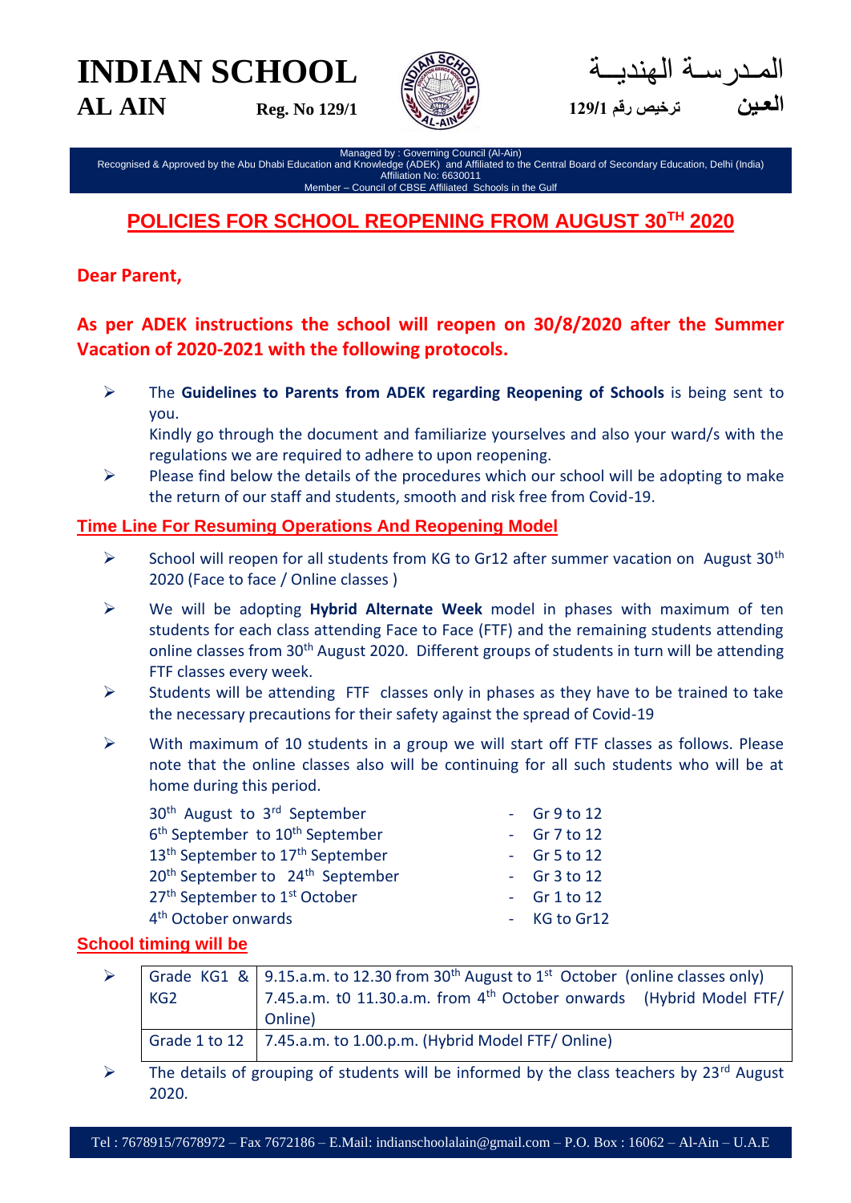# INDIAN SCHOOL AL AIN

**Reg. No 129/1**

المدرسة الهندية العين ترخيص رقم 129/1

Managed by : Governing Council (Al-Ain)
Recognised & Approved by the Abu Dhabi Education and Knowledge (ADEK) and Affiliated to the Central Board of Secondary Education, Delhi (India)
Affiliation No: 6630011
Member – Council of CBSE Affiliated Schools in the Gulf

## POLICIES FOR SCHOOL REOPENING FROM AUGUST 30TH 2020

**Dear Parent,**

**As per ADEK instructions the school will reopen on 30/8/2020 after the Summer Vacation of 2020-2021 with the following protocols.**

- The **Guidelines to Parents from ADEK regarding Reopening of Schools** is being sent to you.
  Kindly go through the document and familiarize yourselves and also your ward/s with the regulations we are required to adhere to upon reopening.
- Please find below the details of the procedures which our school will be adopting to make the return of our staff and students, smooth and risk free from Covid-19.

### Time Line For Resuming Operations And Reopening Model

- School will reopen for all students from KG to Gr12 after summer vacation on August 30th 2020 (Face to face / Online classes )
- We will be adopting **Hybrid Alternate Week** model in phases with maximum of ten students for each class attending Face to Face (FTF) and the remaining students attending online classes from 30th August 2020. Different groups of students in turn will be attending FTF classes every week.
- Students will be attending FTF classes only in phases as they have to be trained to take the necessary precautions for their safety against the spread of Covid-19
- With maximum of 10 students in a group we will start off FTF classes as follows. Please note that the online classes also will be continuing for all such students who will be at home during this period.

| | |
|---|---|
| 30th August to 3rd September | - Gr 9 to 12 |
| 6th September to 10th September | - Gr 7 to 12 |
| 13th September to 17th September | - Gr 5 to 12 |
| 20th September to 24th September | - Gr 3 to 12 |
| 27th September to 1st October | - Gr 1 to 12 |
| 4th October onwards | - KG to Gr12 |

### School timing will be

| | |
|---|---|
| Grade KG1 & KG2 | 9.15.a.m. to 12.30 from 30th August to 1st October (online classes only)<br>7.45.a.m. t0 11.30.a.m. from 4th October onwards (Hybrid Model FTF/ Online) |
| Grade 1 to 12 | 7.45.a.m. to 1.00.p.m. (Hybrid Model FTF/ Online) |

- The details of grouping of students will be informed by the class teachers by 23rd August 2020.

Tel : 7678915/7678972 – Fax 7672186 – E.Mail: indianschoolalain@gmail.com – P.O. Box : 16062 – Al-Ain – U.A.E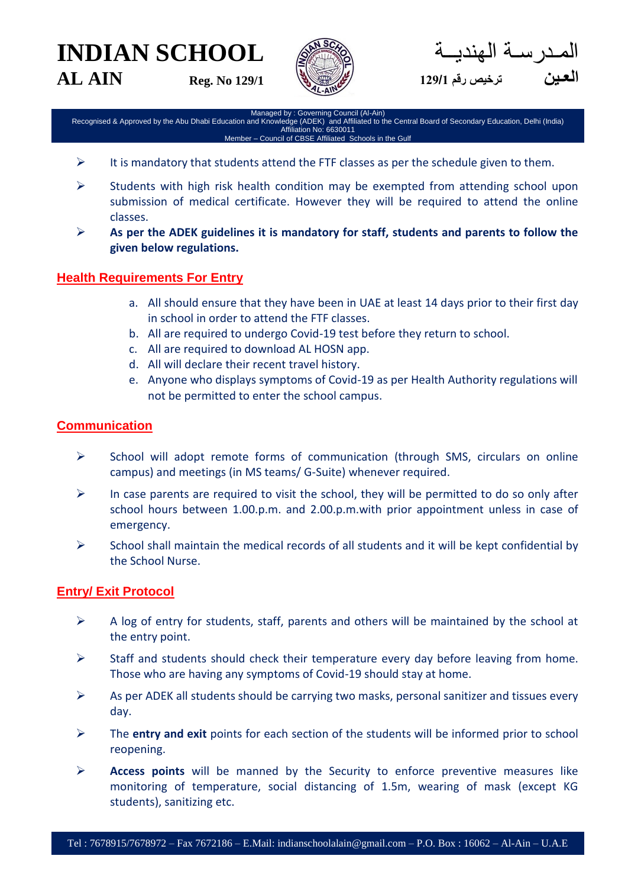- It is mandatory that students attend the FTF classes as per the schedule given to them.
- Students with high risk health condition may be exempted from attending school upon submission of medical certificate. However they will be required to attend the online classes.
- **As per the ADEK guidelines it is mandatory for staff, students and parents to follow the given below regulations.**

## Health Requirements For Entry

a. All should ensure that they have been in UAE at least 14 days prior to their first day in school in order to attend the FTF classes.
b. All are required to undergo Covid-19 test before they return to school.
c. All are required to download AL HOSN app.
d. All will declare their recent travel history.
e. Anyone who displays symptoms of Covid-19 as per Health Authority regulations will not be permitted to enter the school campus.

## Communication

- School will adopt remote forms of communication (through SMS, circulars on online campus) and meetings (in MS teams/ G-Suite) whenever required.
- In case parents are required to visit the school, they will be permitted to do so only after school hours between 1.00.p.m. and 2.00.p.m.with prior appointment unless in case of emergency.
- School shall maintain the medical records of all students and it will be kept confidential by the School Nurse.

## Entry/ Exit Protocol

- A log of entry for students, staff, parents and others will be maintained by the school at the entry point.
- Staff and students should check their temperature every day before leaving from home. Those who are having any symptoms of Covid-19 should stay at home.
- As per ADEK all students should be carrying two masks, personal sanitizer and tissues every day.
- The **entry and exit** points for each section of the students will be informed prior to school reopening.
- **Access points** will be manned by the Security to enforce preventive measures like monitoring of temperature, social distancing of 1.5m, wearing of mask (except KG students), sanitizing etc.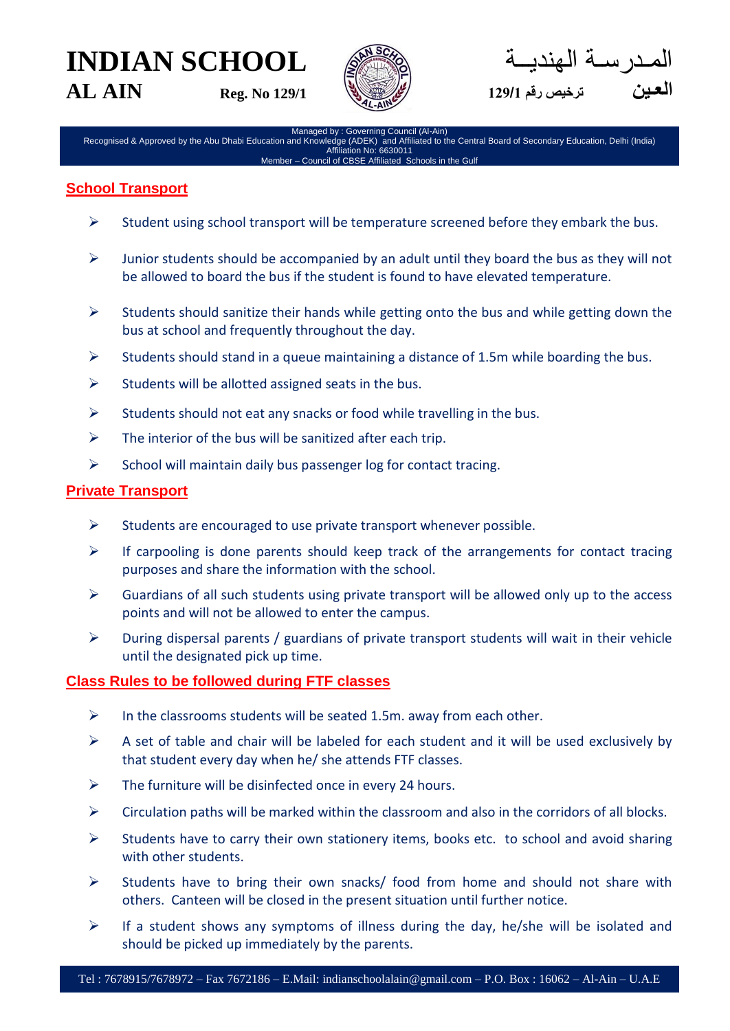## School Transport

- Student using school transport will be temperature screened before they embark the bus.
- Junior students should be accompanied by an adult until they board the bus as they will not be allowed to board the bus if the student is found to have elevated temperature.
- Students should sanitize their hands while getting onto the bus and while getting down the bus at school and frequently throughout the day.
- Students should stand in a queue maintaining a distance of 1.5m while boarding the bus.
- Students will be allotted assigned seats in the bus.
- Students should not eat any snacks or food while travelling in the bus.
- The interior of the bus will be sanitized after each trip.
- School will maintain daily bus passenger log for contact tracing.

## Private Transport

- Students are encouraged to use private transport whenever possible.
- If carpooling is done parents should keep track of the arrangements for contact tracing purposes and share the information with the school.
- Guardians of all such students using private transport will be allowed only up to the access points and will not be allowed to enter the campus.
- During dispersal parents / guardians of private transport students will wait in their vehicle until the designated pick up time.

## Class Rules to be followed during FTF classes

- In the classrooms students will be seated 1.5m. away from each other.
- A set of table and chair will be labeled for each student and it will be used exclusively by that student every day when he/ she attends FTF classes.
- The furniture will be disinfected once in every 24 hours.
- Circulation paths will be marked within the classroom and also in the corridors of all blocks.
- Students have to carry their own stationery items, books etc. to school and avoid sharing with other students.
- Students have to bring their own snacks/ food from home and should not share with others. Canteen will be closed in the present situation until further notice.
- If a student shows any symptoms of illness during the day, he/she will be isolated and should be picked up immediately by the parents.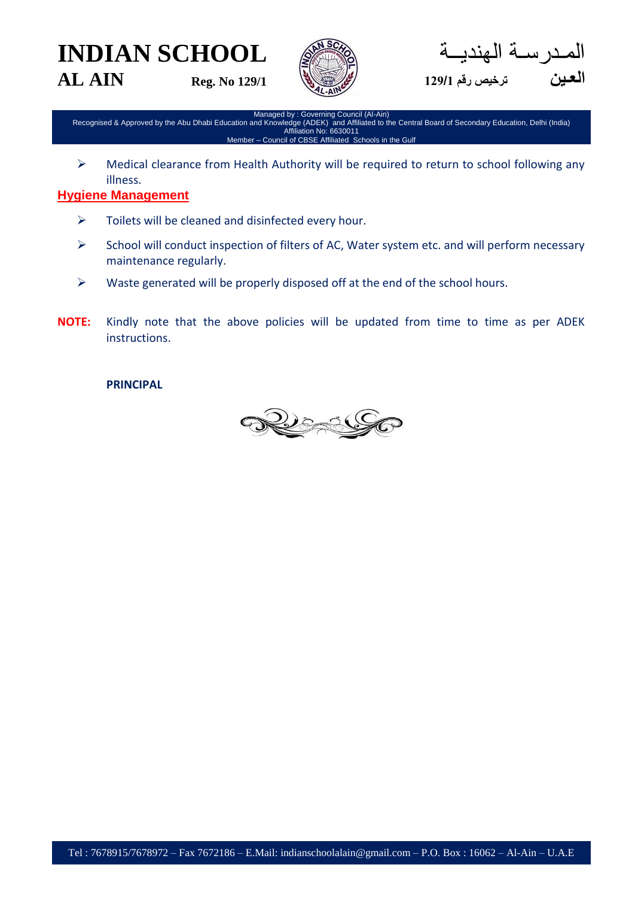- Medical clearance from Health Authority will be required to return to school following any illness.

## Hygiene Management

- Toilets will be cleaned and disinfected every hour.
- School will conduct inspection of filters of AC, Water system etc. and will perform necessary maintenance regularly.
- Waste generated will be properly disposed off at the end of the school hours.

**NOTE:** Kindly note that the above policies will be updated from time to time as per ADEK instructions.

**PRINCIPAL**